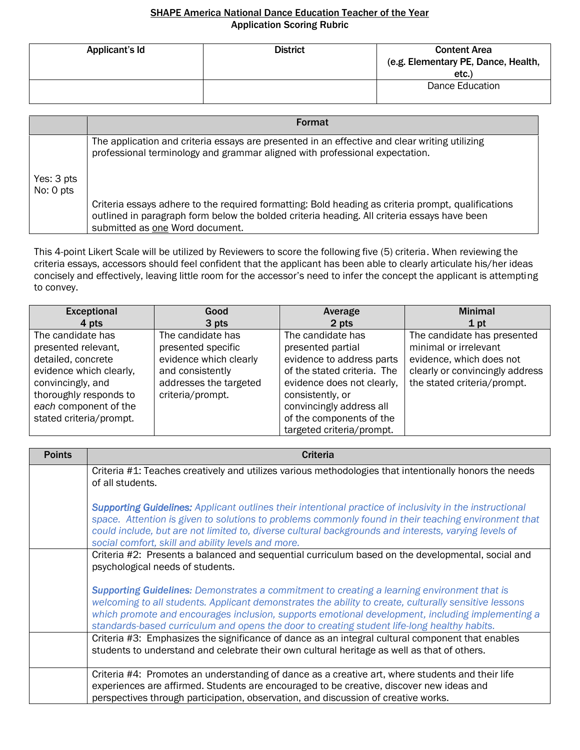**SHAPE America National Dance Education Teacher of the Year**
**Application Scoring Rubric**

| Applicant's Id | District | Content Area (e.g. Elementary PE, Dance, Health, etc.) |
|---|---|---|
| | | Dance Education |

| | Format |
|---|---|
| Yes: 3 pts<br>No: 0 pts | The application and criteria essays are presented in an effective and clear writing utilizing professional terminology and grammar aligned with professional expectation.<br><br>Criteria essays adhere to the required formatting: Bold heading as criteria prompt, qualifications outlined in paragraph form below the bolded criteria heading. All criteria essays have been submitted as one Word document. |

This 4-point Likert Scale will be utilized by Reviewers to score the following five (5) criteria. When reviewing the criteria essays, accessors should feel confident that the applicant has been able to clearly articulate his/her ideas concisely and effectively, leaving little room for the accessor's need to infer the concept the applicant is attempting to convey.

| Exceptional 4 pts | Good 3 pts | Average 2 pts | Minimal 1 pt |
|---|---|---|---|
| The candidate has presented relevant, detailed, concrete evidence which clearly, convincingly, and thoroughly responds to *each* component of the stated criteria/prompt. | The candidate has presented specific evidence which clearly and consistently addresses the targeted criteria/prompt. | The candidate has presented partial evidence to address parts of the stated criteria. The evidence does not clearly, consistently, or convincingly address all of the components of the targeted criteria/prompt. | The candidate has presented minimal or irrelevant evidence, which does not clearly or convincingly address the stated criteria/prompt. |

| Points | Criteria |
|---|---|
| | Criteria #1: Teaches creatively and utilizes various methodologies that intentionally honors the needs of all students.<br><br>***Supporting Guidelines:*** *Applicant outlines their intentional practice of inclusivity in the instructional space. Attention is given to solutions to problems commonly found in their teaching environment that could include, but are not limited to, diverse cultural backgrounds and interests, varying levels of social comfort, skill and ability levels and more.* |
| | Criteria #2: Presents a balanced and sequential curriculum based on the developmental, social and psychological needs of students.<br><br>***Supporting Guidelines:*** *Demonstrates a commitment to creating a learning environment that is welcoming to all students. Applicant demonstrates the ability to create, culturally sensitive lessons which promote and encourages inclusion, supports emotional development, including implementing a standards-based curriculum and opens the door to creating student life-long healthy habits.* |
| | Criteria #3: Emphasizes the significance of dance as an integral cultural component that enables students to understand and celebrate their own cultural heritage as well as that of others. |
| | Criteria #4: Promotes an understanding of dance as a creative art, where students and their life experiences are affirmed. Students are encouraged to be creative, discover new ideas and perspectives through participation, observation, and discussion of creative works. |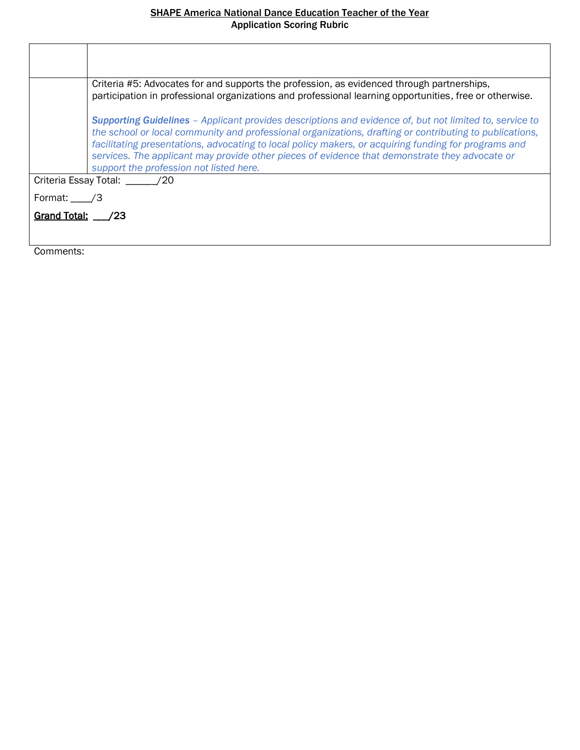**SHAPE America National Dance Education Teacher of the Year**
**Application Scoring Rubric**

| | |
|---|---|
| | |
| | Criteria #5: Advocates for and supports the profession, as evidenced through partnerships, participation in professional organizations and professional learning opportunities, free or otherwise.<br><br>***Supporting Guidelines*** *– Applicant provides descriptions and evidence of, but not limited to, service to the school or local community and professional organizations, drafting or contributing to publications, facilitating presentations, advocating to local policy makers, or acquiring funding for programs and services. The applicant may provide other pieces of evidence that demonstrate they advocate or support the profession not listed here.* |

Criteria Essay Total: ______/20

Format: ____/3

**Grand Total: ___/23**

Comments: